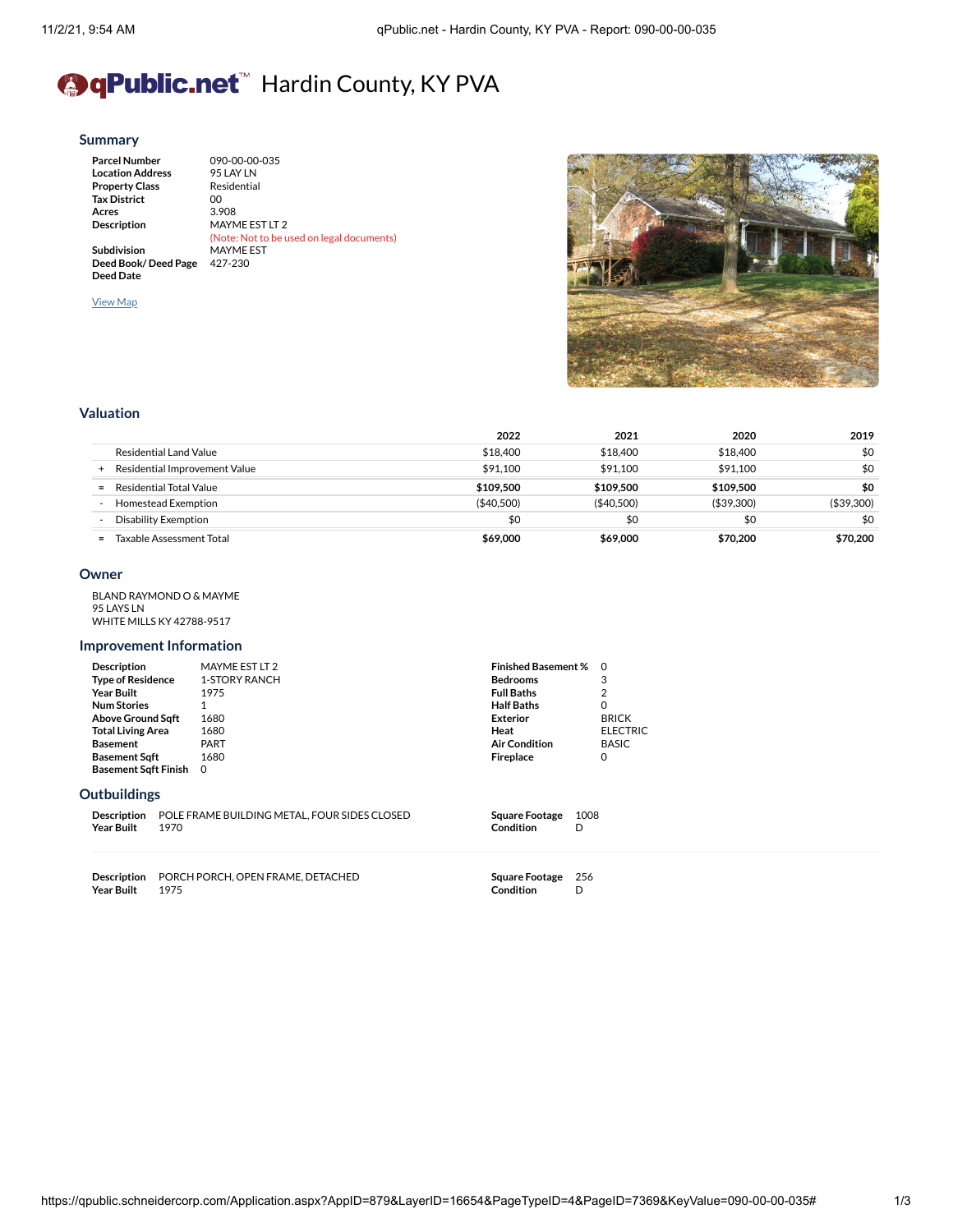# qPublic.net™ Hardin County, KY PVA

## Summary

| | |
|---|---|
| **Parcel Number** | 090-00-00-035 |
| **Location Address** | 95 LAY LN |
| **Property Class** | Residential |
| **Tax District** | 00 |
| **Acres** | 3.908 |
| **Description** | MAYME EST LT 2 (Note: Not to be used on legal documents) |
| **Subdivision** | MAYME EST |
| **Deed Book/ Deed Page** | 427-230 |
| **Deed Date** | |

View Map

## Valuation

| | | 2022 | 2021 | 2020 | 2019 |
|---|---|---|---|---|---|
| | Residential Land Value | $18,400 | $18,400 | $18,400 | $0 |
| + | Residential Improvement Value | $91,100 | $91,100 | $91,100 | $0 |
| = | Residential Total Value | **$109,500** | **$109,500** | **$109,500** | **$0** |
| - | Homestead Exemption | ($40,500) | ($40,500) | ($39,300) | ($39,300) |
| - | Disability Exemption | $0 | $0 | $0 | $0 |
| = | Taxable Assessment Total | **$69,000** | **$69,000** | **$70,200** | **$70,200** |

## Owner

BLAND RAYMOND O & MAYME
95 LAYS LN
WHITE MILLS KY 42788-9517

## Improvement Information

| | |
|---|---|
| **Description** | MAYME EST LT 2 |
| **Type of Residence** | 1-STORY RANCH |
| **Year Built** | 1975 |
| **Num Stories** | 1 |
| **Above Ground Sqft** | 1680 |
| **Total Living Area** | 1680 |
| **Basement** | PART |
| **Basement Sqft** | 1680 |
| **Basement Sqft Finish** | 0 |
| **Finished Basement %** | 0 |
| **Bedrooms** | 3 |
| **Full Baths** | 2 |
| **Half Baths** | 0 |
| **Exterior** | BRICK |
| **Heat** | ELECTRIC |
| **Air Condition** | BASIC |
| **Fireplace** | 0 |

## Outbuildings

| | |
|---|---|
| **Description** | POLE FRAME BUILDING METAL, FOUR SIDES CLOSED |
| **Year Built** | 1970 |
| **Square Footage** | 1008 |
| **Condition** | D |

| | |
|---|---|
| **Description** | PORCH PORCH, OPEN FRAME, DETACHED |
| **Year Built** | 1975 |
| **Square Footage** | 256 |
| **Condition** | D |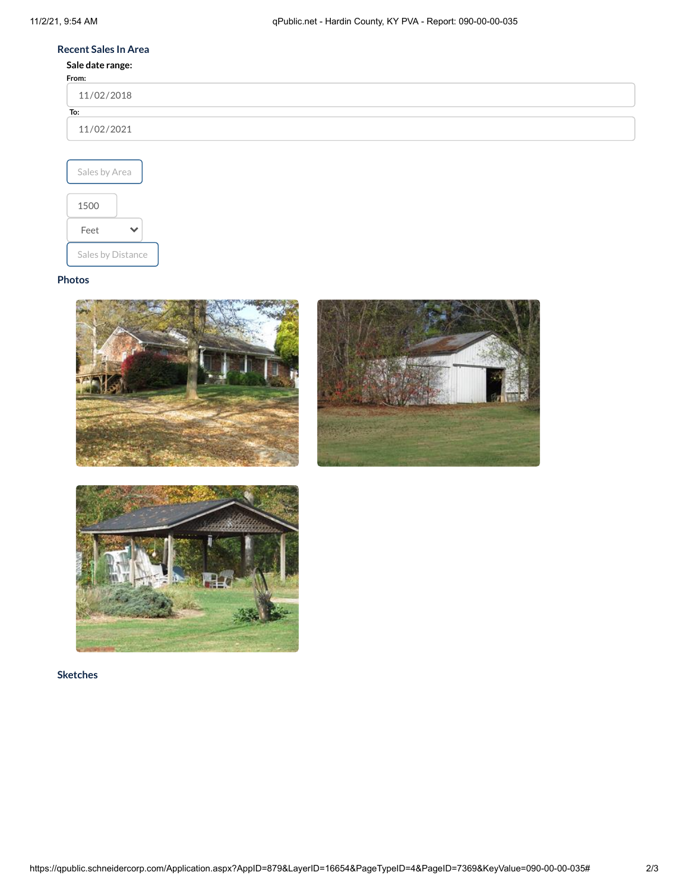## Recent Sales In Area

**Sale date range:**

From:

11/02/2018

To:

11/02/2021

Sales by Area

1500

Feet

Sales by Distance

## Photos

## Sketches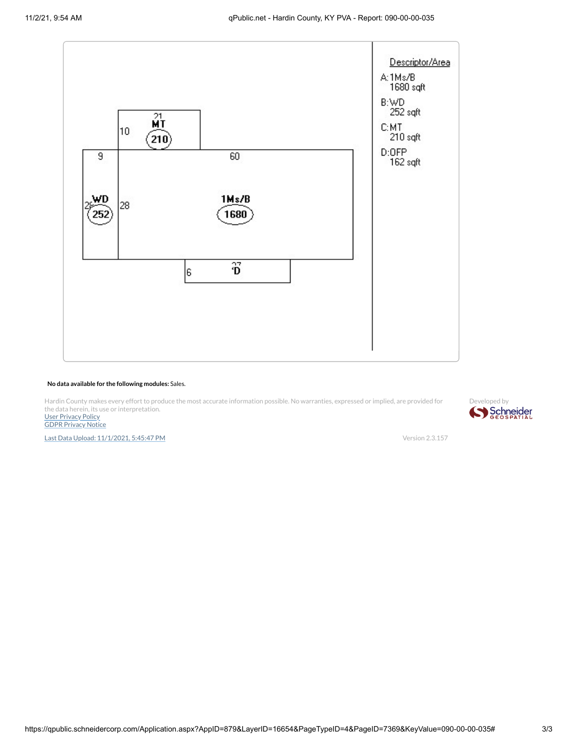21
MT
10
210

9
60

WD
28
252
28

1Ms/B
1680

6
27
D

Descriptor/Area

A: 1Ms/B
1680 sqft

B: WD
252 sqft

C: MT
210 sqft

D: OFP
162 sqft

**No data available for the following modules:** Sales.

Hardin County makes every effort to produce the most accurate information possible. No warranties, expressed or implied, are provided for the data herein, its use or interpretation.

User Privacy Policy

GDPR Privacy Notice

Last Data Upload: 11/1/2021, 5:45:47 PM

Version 2.3.157

Developed by Schneider GEOSPATIAL